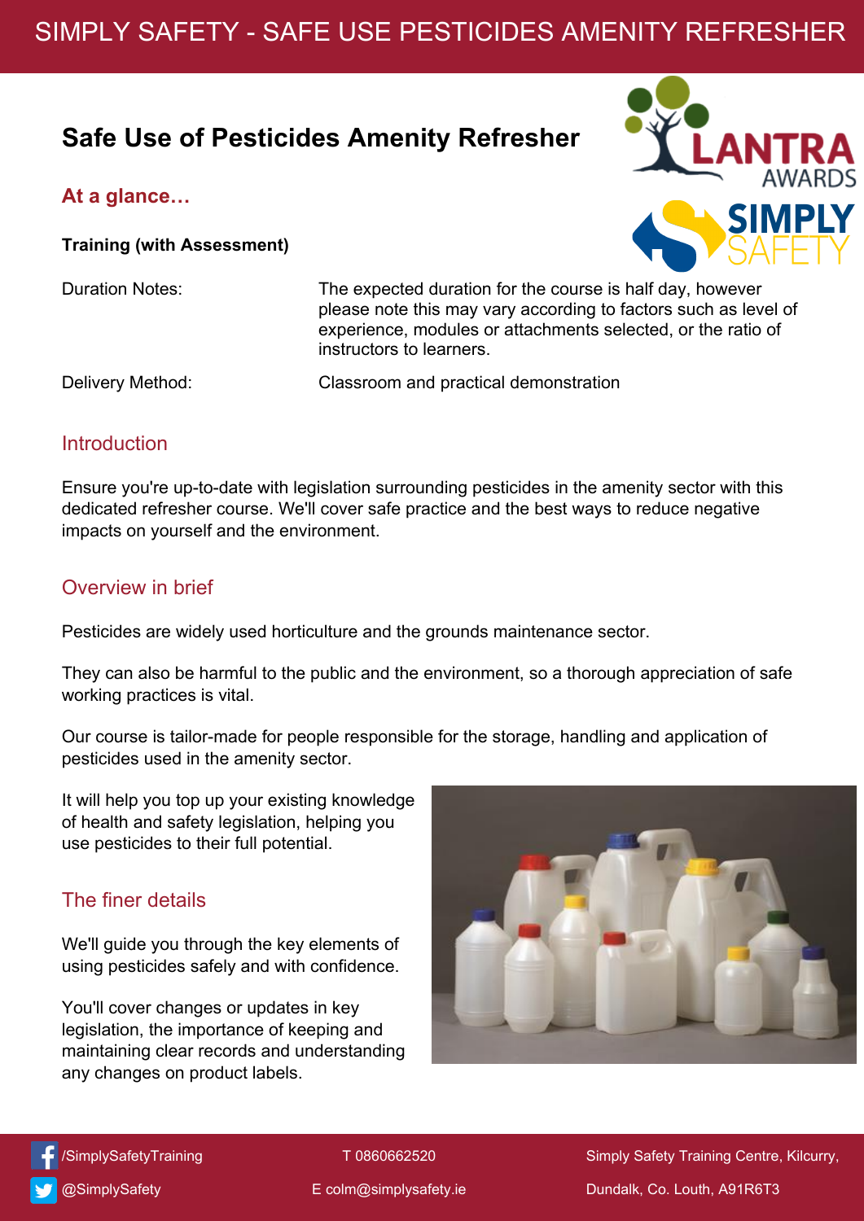# Safe Use of Pesticides Amenity Refresher

## At a glance…

**Training (with Assessment)**

| | |
|---|---|
| Duration Notes: | The expected duration for the course is half day, however please note this may vary according to factors such as level of experience, modules or attachments selected, or the ratio of instructors to learners. |
| Delivery Method: | Classroom and practical demonstration |

## Introduction

Ensure you're up-to-date with legislation surrounding pesticides in the amenity sector with this dedicated refresher course. We'll cover safe practice and the best ways to reduce negative impacts on yourself and the environment.

## Overview in brief

Pesticides are widely used horticulture and the grounds maintenance sector.

They can also be harmful to the public and the environment, so a thorough appreciation of safe working practices is vital.

Our course is tailor-made for people responsible for the storage, handling and application of pesticides used in the amenity sector.

It will help you top up your existing knowledge of health and safety legislation, helping you use pesticides to their full potential.

## The finer details

We'll guide you through the key elements of using pesticides safely and with confidence.

You'll cover changes or updates in key legislation, the importance of keeping and maintaining clear records and understanding any changes on product labels.

/SimplySafetyTraining
@SimplySafety

T 0860662520
E colm@simplysafety.ie

Simply Safety Training Centre, Kilcurry, Dundalk, Co. Louth, A91R6T3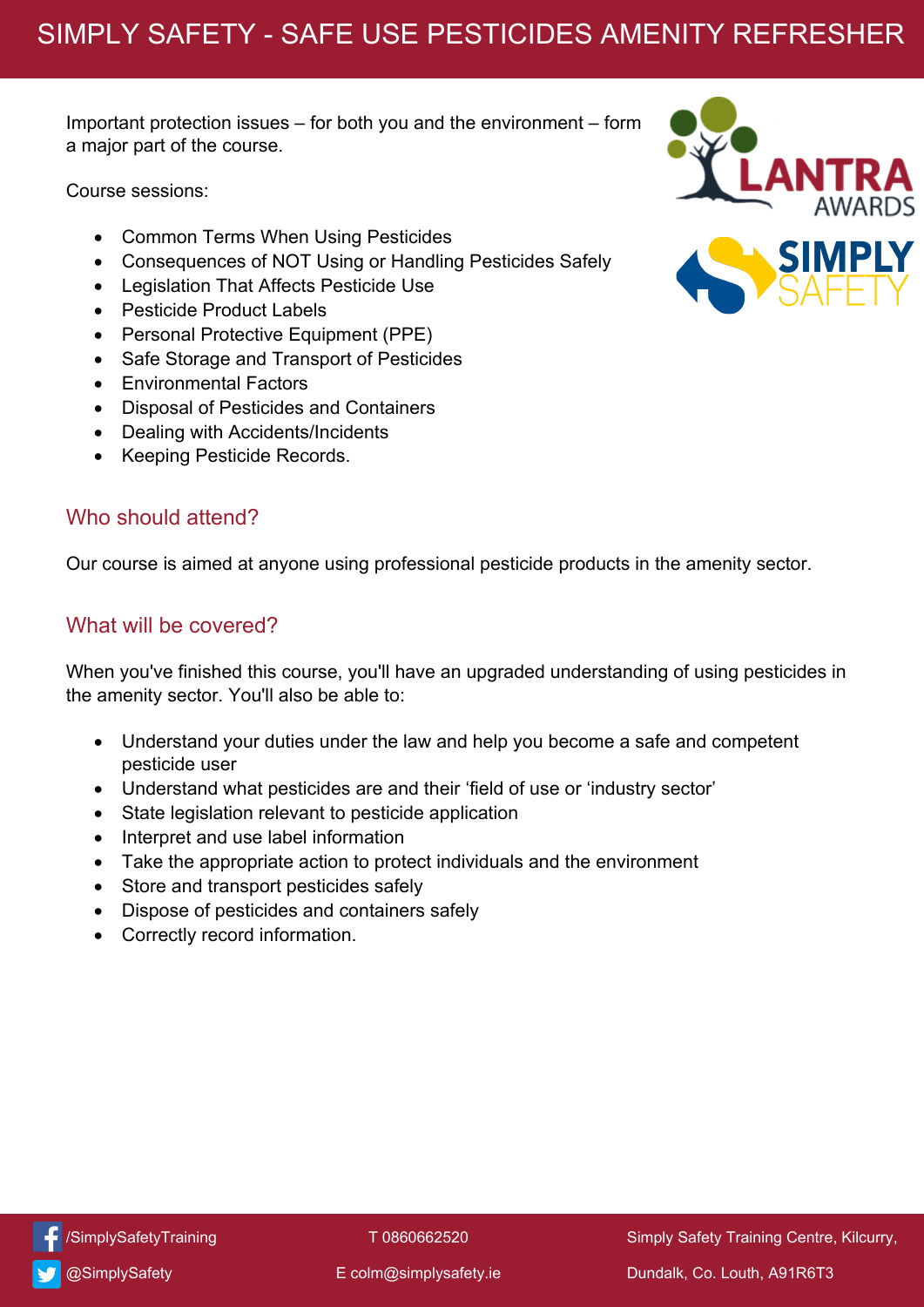# SIMPLY SAFETY - SAFE USE PESTICIDES AMENITY REFRESHER

Important protection issues – for both you and the environment – form a major part of the course.

Course sessions:

- Common Terms When Using Pesticides
- Consequences of NOT Using or Handling Pesticides Safely
- Legislation That Affects Pesticide Use
- Pesticide Product Labels
- Personal Protective Equipment (PPE)
- Safe Storage and Transport of Pesticides
- Environmental Factors
- Disposal of Pesticides and Containers
- Dealing with Accidents/Incidents
- Keeping Pesticide Records.

## Who should attend?

Our course is aimed at anyone using professional pesticide products in the amenity sector.

## What will be covered?

When you've finished this course, you'll have an upgraded understanding of using pesticides in the amenity sector. You'll also be able to:

- Understand your duties under the law and help you become a safe and competent pesticide user
- Understand what pesticides are and their 'field of use or 'industry sector'
- State legislation relevant to pesticide application
- Interpret and use label information
- Take the appropriate action to protect individuals and the environment
- Store and transport pesticides safely
- Dispose of pesticides and containers safely
- Correctly record information.

/SimplySafetyTraining
@SimplySafety

T 0860662520
E colm@simplysafety.ie

Simply Safety Training Centre, Kilcurry, Dundalk, Co. Louth, A91R6T3